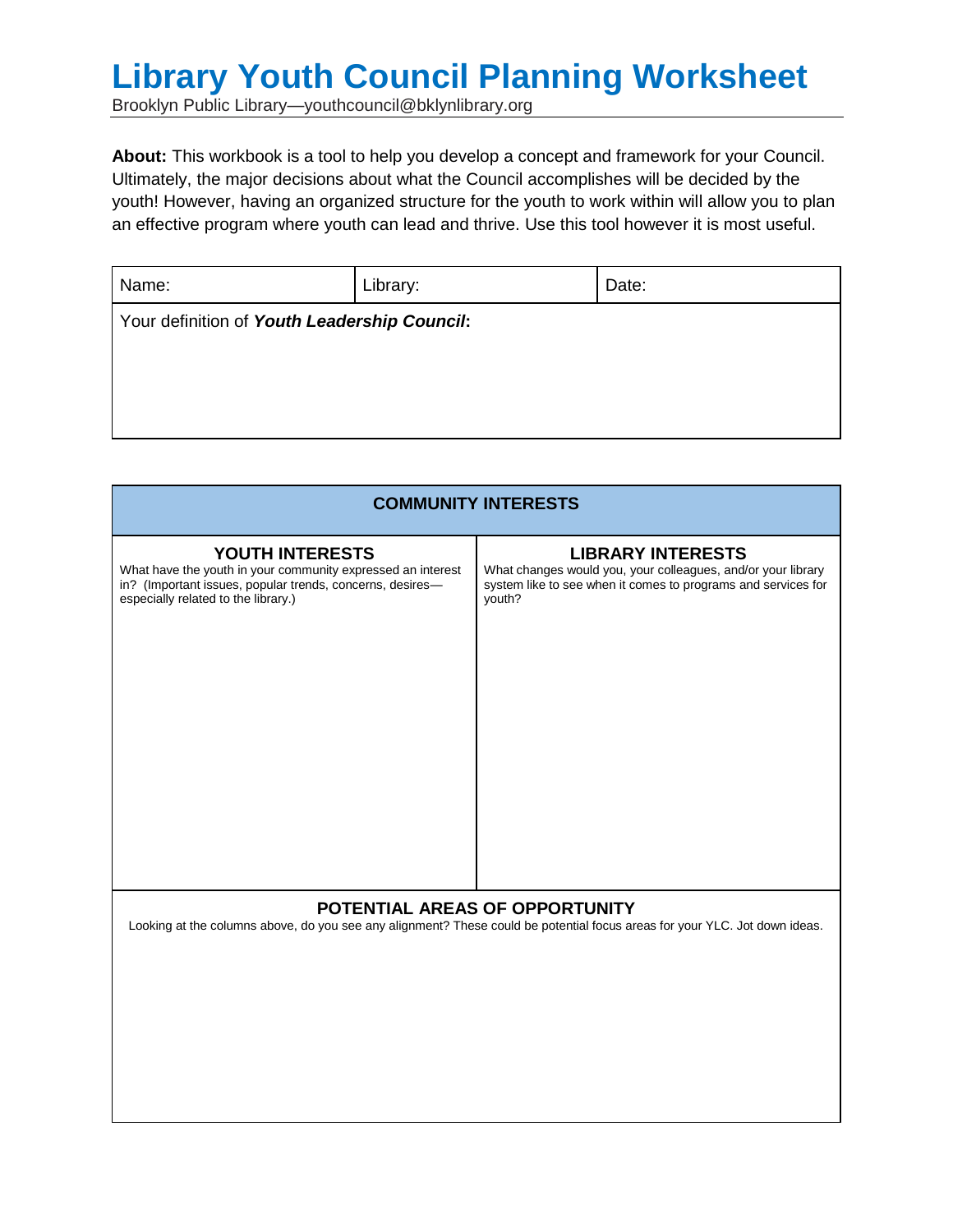# Library Youth Council Planning Worksheet

Brooklyn Public Library—youthcouncil@bklynlibrary.org

**About:** This workbook is a tool to help you develop a concept and framework for your Council. Ultimately, the major decisions about what the Council accomplishes will be decided by the youth! However, having an organized structure for the youth to work within will allow you to plan an effective program where youth can lead and thrive. Use this tool however it is most useful.

| Name: | Library: | Date: |
|---|---|---|
| Your definition of ***Youth Leadership Council*****:** | | |

| COMMUNITY INTERESTS | |
|---|---|
| **YOUTH INTERESTS**<br>What have the youth in your community expressed an interest in? (Important issues, popular trends, concerns, desires—especially related to the library.) | **LIBRARY INTERESTS**<br>What changes would you, your colleagues, and/or your library system like to see when it comes to programs and services for youth? |
| **POTENTIAL AREAS OF OPPORTUNITY**<br>Looking at the columns above, do you see any alignment? These could be potential focus areas for your YLC. Jot down ideas. | |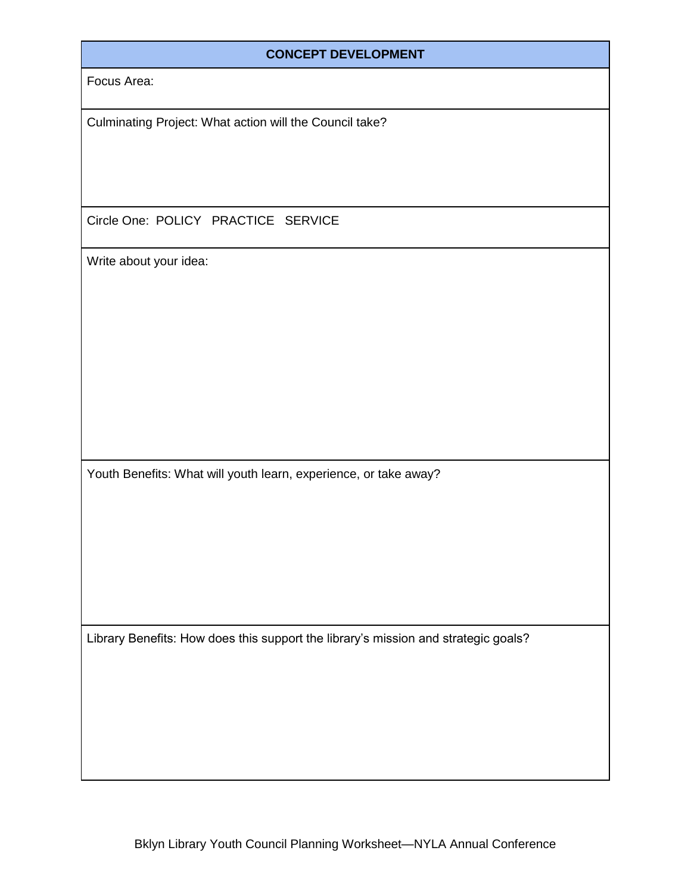| CONCEPT DEVELOPMENT |
|---|
| Focus Area: |
| Culminating Project: What action will the Council take? |
| Circle One: POLICY PRACTICE SERVICE |
| Write about your idea: |
| Youth Benefits: What will youth learn, experience, or take away? |
| Library Benefits: How does this support the library's mission and strategic goals? |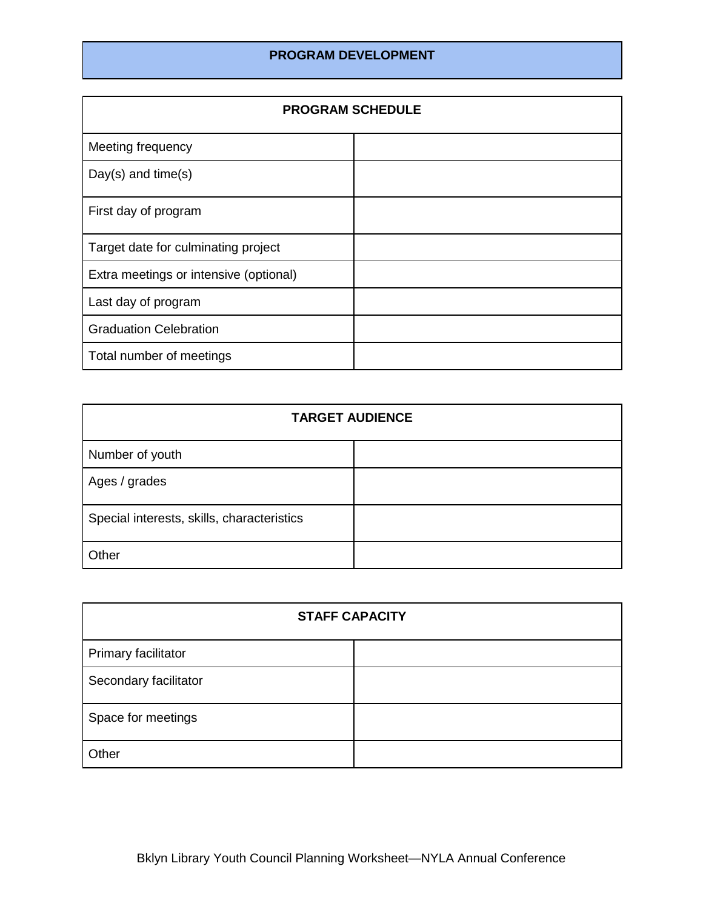## PROGRAM DEVELOPMENT

| PROGRAM SCHEDULE | |
|---|---|
| Meeting frequency | |
| Day(s) and time(s) | |
| First day of program | |
| Target date for culminating project | |
| Extra meetings or intensive (optional) | |
| Last day of program | |
| Graduation Celebration | |
| Total number of meetings | |

| TARGET AUDIENCE | |
|---|---|
| Number of youth | |
| Ages / grades | |
| Special interests, skills, characteristics | |
| Other | |

| STAFF CAPACITY | |
|---|---|
| Primary facilitator | |
| Secondary facilitator | |
| Space for meetings | |
| Other | |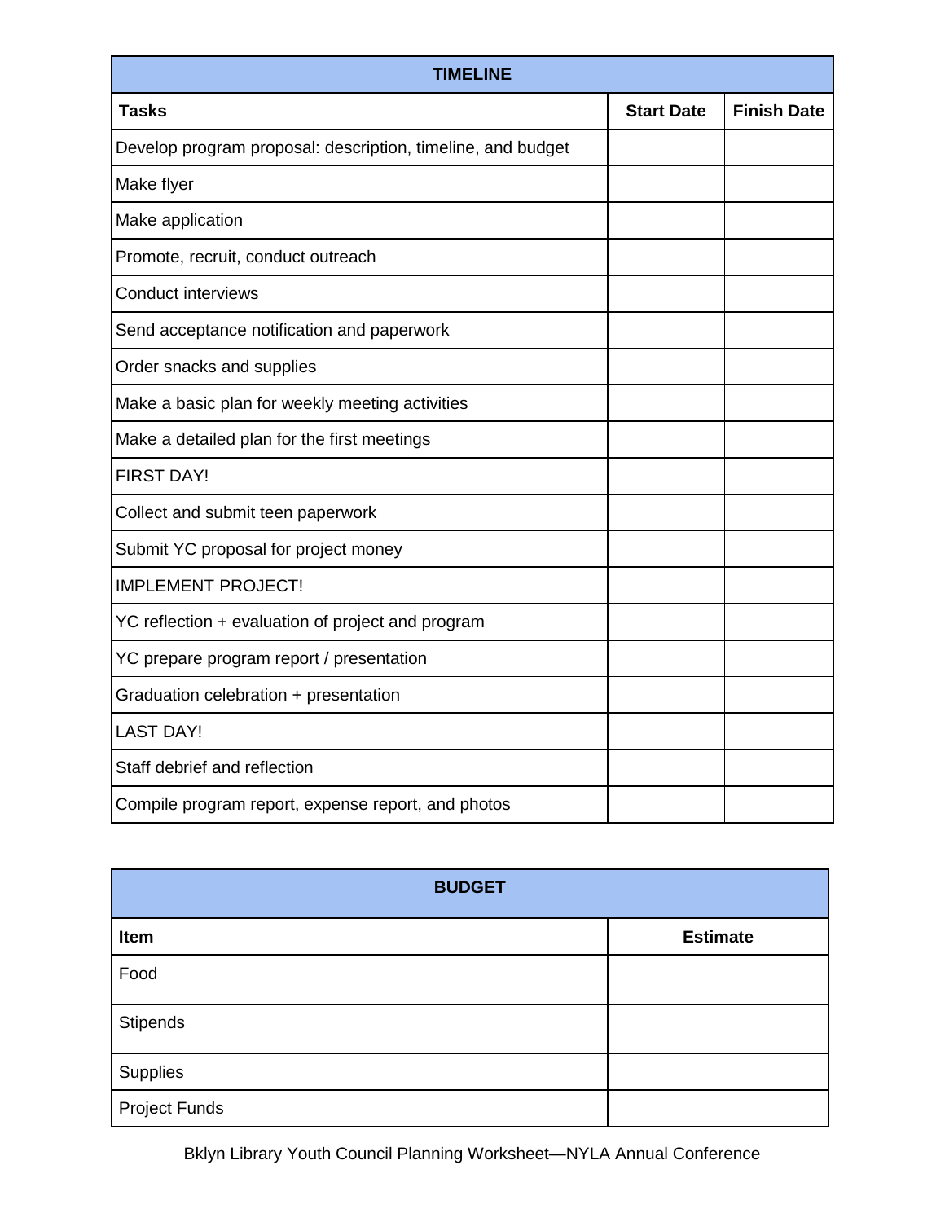| TIMELINE | | |
|---|---|---|
| **Tasks** | **Start Date** | **Finish Date** |
| Develop program proposal: description, timeline, and budget | | |
| Make flyer | | |
| Make application | | |
| Promote, recruit, conduct outreach | | |
| Conduct interviews | | |
| Send acceptance notification and paperwork | | |
| Order snacks and supplies | | |
| Make a basic plan for weekly meeting activities | | |
| Make a detailed plan for the first meetings | | |
| FIRST DAY! | | |
| Collect and submit teen paperwork | | |
| Submit YC proposal for project money | | |
| IMPLEMENT PROJECT! | | |
| YC reflection + evaluation of project and program | | |
| YC prepare program report / presentation | | |
| Graduation celebration + presentation | | |
| LAST DAY! | | |
| Staff debrief and reflection | | |
| Compile program report, expense report, and photos | | |

| BUDGET | |
|---|---|
| **Item** | **Estimate** |
| Food | |
| Stipends | |
| Supplies | |
| Project Funds | |

Bklyn Library Youth Council Planning Worksheet—NYLA Annual Conference